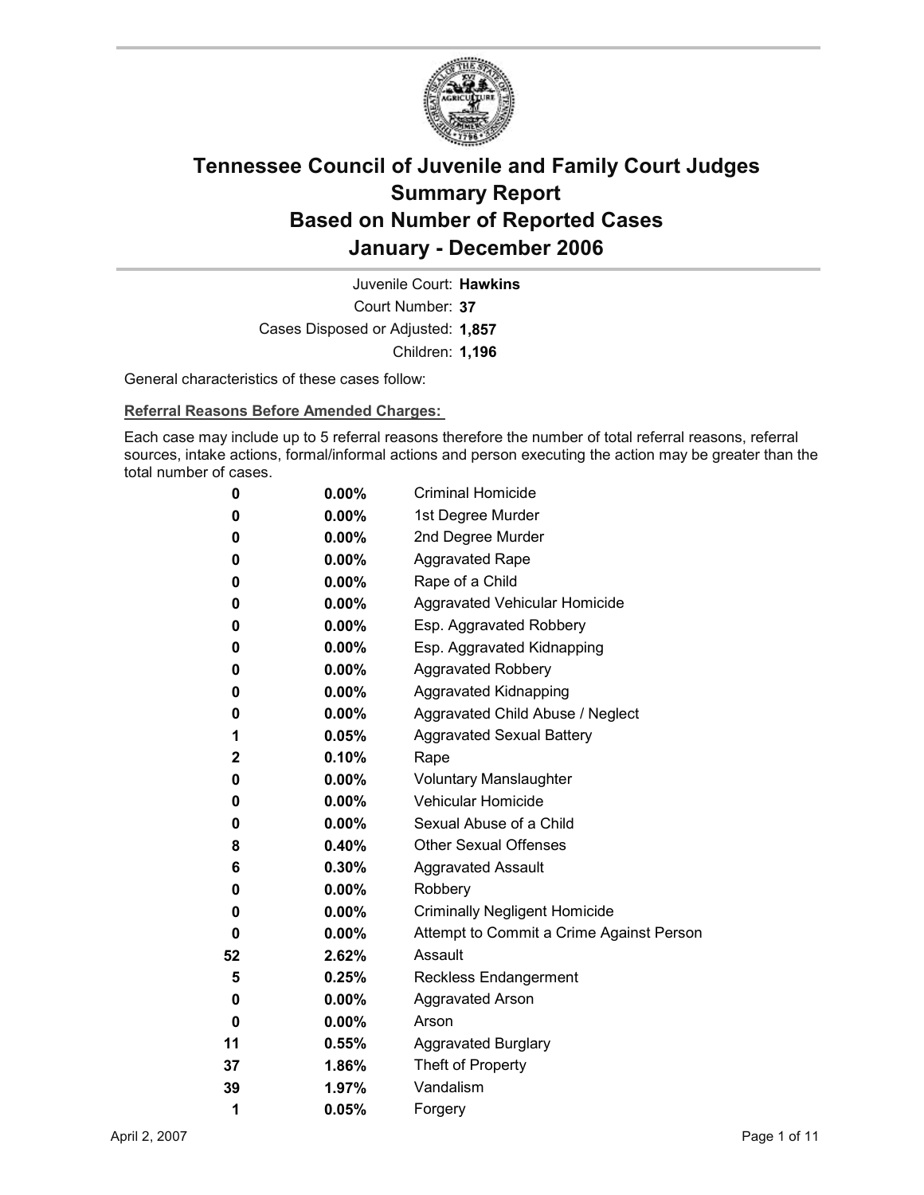# Tennessee Council of Juvenile and Family Court Judges
# Summary Report
# Based on Number of Reported Cases
# January - December 2006

Juvenile Court: **Hawkins**
Court Number: **37**
Cases Disposed or Adjusted: **1,857**
Children: **1,196**

General characteristics of these cases follow:

**Referral Reasons Before Amended Charges:**

Each case may include up to 5 referral reasons therefore the number of total referral reasons, referral sources, intake actions, formal/informal actions and person executing the action may be greater than the total number of cases.

| Count | Percent | Referral Reason |
|---|---|---|
| 0 | 0.00% | Criminal Homicide |
| 0 | 0.00% | 1st Degree Murder |
| 0 | 0.00% | 2nd Degree Murder |
| 0 | 0.00% | Aggravated Rape |
| 0 | 0.00% | Rape of a Child |
| 0 | 0.00% | Aggravated Vehicular Homicide |
| 0 | 0.00% | Esp. Aggravated Robbery |
| 0 | 0.00% | Esp. Aggravated Kidnapping |
| 0 | 0.00% | Aggravated Robbery |
| 0 | 0.00% | Aggravated Kidnapping |
| 0 | 0.00% | Aggravated Child Abuse / Neglect |
| 1 | 0.05% | Aggravated Sexual Battery |
| 2 | 0.10% | Rape |
| 0 | 0.00% | Voluntary Manslaughter |
| 0 | 0.00% | Vehicular Homicide |
| 0 | 0.00% | Sexual Abuse of a Child |
| 8 | 0.40% | Other Sexual Offenses |
| 6 | 0.30% | Aggravated Assault |
| 0 | 0.00% | Robbery |
| 0 | 0.00% | Criminally Negligent Homicide |
| 0 | 0.00% | Attempt to Commit a Crime Against Person |
| 52 | 2.62% | Assault |
| 5 | 0.25% | Reckless Endangerment |
| 0 | 0.00% | Aggravated Arson |
| 0 | 0.00% | Arson |
| 11 | 0.55% | Aggravated Burglary |
| 37 | 1.86% | Theft of Property |
| 39 | 1.97% | Vandalism |
| 1 | 0.05% | Forgery |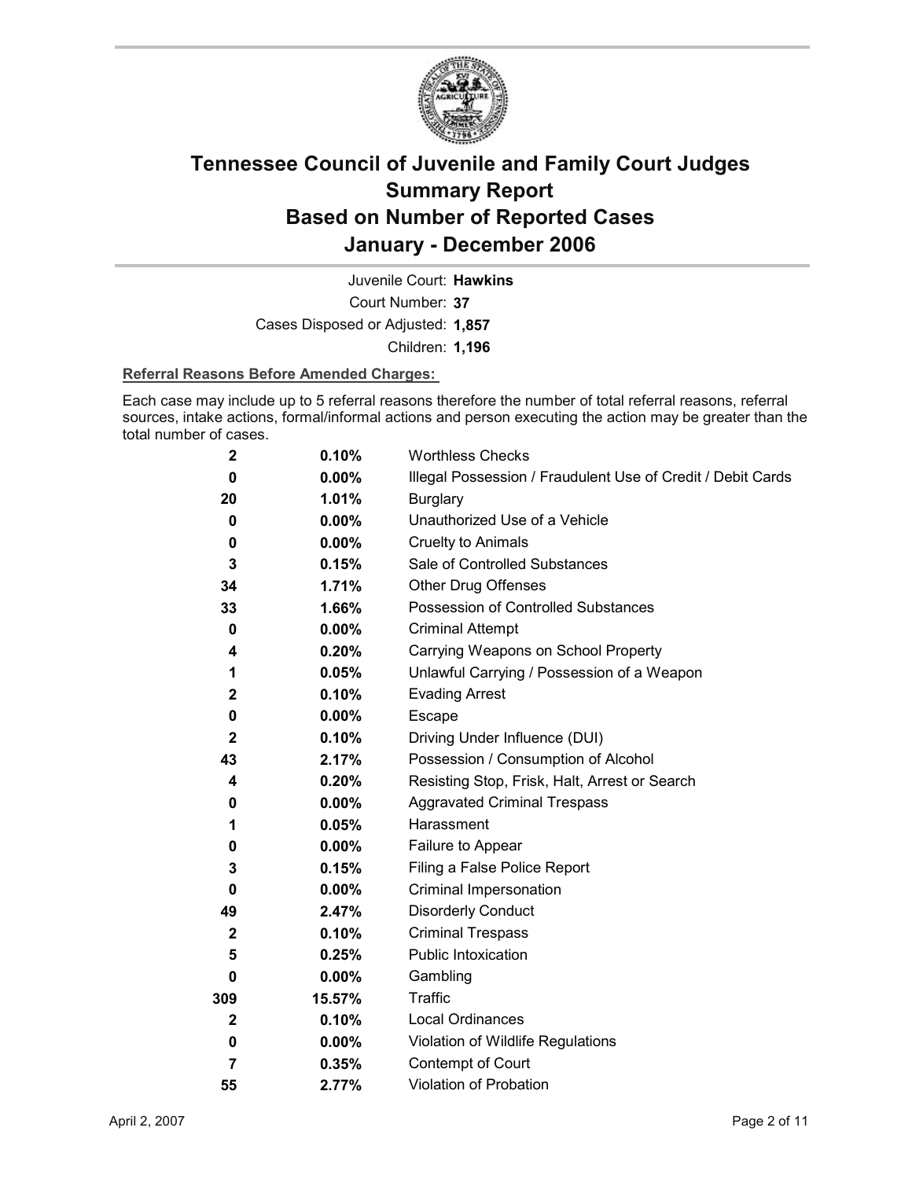# Tennessee Council of Juvenile and Family Court Judges Summary Report Based on Number of Reported Cases January - December 2006

Juvenile Court: **Hawkins**

Court Number: **37**

Cases Disposed or Adjusted: **1,857**

Children: **1,196**

**Referral Reasons Before Amended Charges:**

Each case may include up to 5 referral reasons therefore the number of total referral reasons, referral sources, intake actions, formal/informal actions and person executing the action may be greater than the total number of cases.

| | | |
|---|---|---|
| 2 | 0.10% | Worthless Checks |
| 0 | 0.00% | Illegal Possession / Fraudulent Use of Credit / Debit Cards |
| 20 | 1.01% | Burglary |
| 0 | 0.00% | Unauthorized Use of a Vehicle |
| 0 | 0.00% | Cruelty to Animals |
| 3 | 0.15% | Sale of Controlled Substances |
| 34 | 1.71% | Other Drug Offenses |
| 33 | 1.66% | Possession of Controlled Substances |
| 0 | 0.00% | Criminal Attempt |
| 4 | 0.20% | Carrying Weapons on School Property |
| 1 | 0.05% | Unlawful Carrying / Possession of a Weapon |
| 2 | 0.10% | Evading Arrest |
| 0 | 0.00% | Escape |
| 2 | 0.10% | Driving Under Influence (DUI) |
| 43 | 2.17% | Possession / Consumption of Alcohol |
| 4 | 0.20% | Resisting Stop, Frisk, Halt, Arrest or Search |
| 0 | 0.00% | Aggravated Criminal Trespass |
| 1 | 0.05% | Harassment |
| 0 | 0.00% | Failure to Appear |
| 3 | 0.15% | Filing a False Police Report |
| 0 | 0.00% | Criminal Impersonation |
| 49 | 2.47% | Disorderly Conduct |
| 2 | 0.10% | Criminal Trespass |
| 5 | 0.25% | Public Intoxication |
| 0 | 0.00% | Gambling |
| 309 | 15.57% | Traffic |
| 2 | 0.10% | Local Ordinances |
| 0 | 0.00% | Violation of Wildlife Regulations |
| 7 | 0.35% | Contempt of Court |
| 55 | 2.77% | Violation of Probation |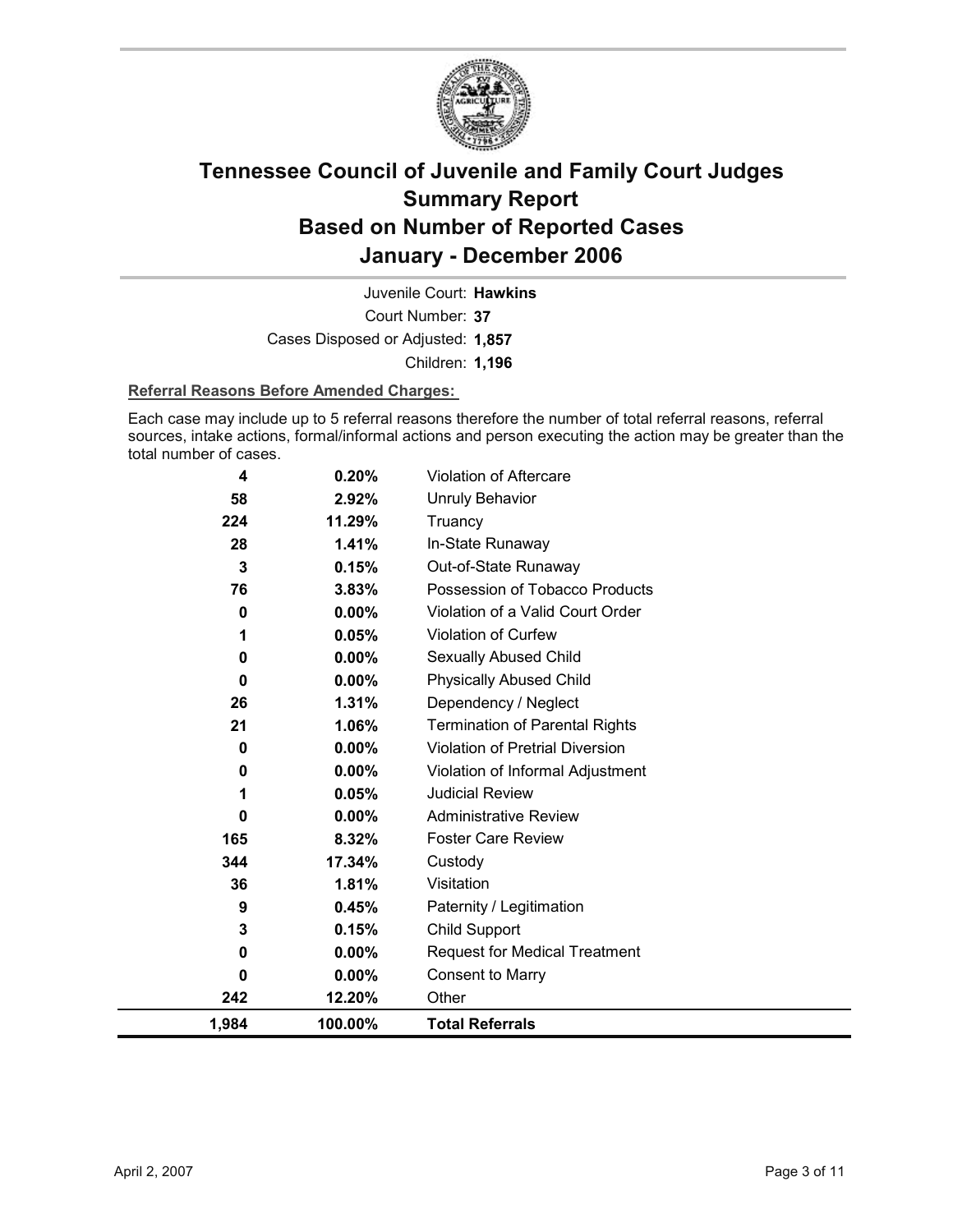# Tennessee Council of Juvenile and Family Court Judges Summary Report Based on Number of Reported Cases January - December 2006

Juvenile Court: **Hawkins**

Court Number: **37**

Cases Disposed or Adjusted: **1,857**

Children: **1,196**

**Referral Reasons Before Amended Charges:**

Each case may include up to 5 referral reasons therefore the number of total referral reasons, referral sources, intake actions, formal/informal actions and person executing the action may be greater than the total number of cases.

| Count | Percent | Referral Reason |
|---|---|---|
| 4 | 0.20% | Violation of Aftercare |
| 58 | 2.92% | Unruly Behavior |
| 224 | 11.29% | Truancy |
| 28 | 1.41% | In-State Runaway |
| 3 | 0.15% | Out-of-State Runaway |
| 76 | 3.83% | Possession of Tobacco Products |
| 0 | 0.00% | Violation of a Valid Court Order |
| 1 | 0.05% | Violation of Curfew |
| 0 | 0.00% | Sexually Abused Child |
| 0 | 0.00% | Physically Abused Child |
| 26 | 1.31% | Dependency / Neglect |
| 21 | 1.06% | Termination of Parental Rights |
| 0 | 0.00% | Violation of Pretrial Diversion |
| 0 | 0.00% | Violation of Informal Adjustment |
| 1 | 0.05% | Judicial Review |
| 0 | 0.00% | Administrative Review |
| 165 | 8.32% | Foster Care Review |
| 344 | 17.34% | Custody |
| 36 | 1.81% | Visitation |
| 9 | 0.45% | Paternity / Legitimation |
| 3 | 0.15% | Child Support |
| 0 | 0.00% | Request for Medical Treatment |
| 0 | 0.00% | Consent to Marry |
| 242 | 12.20% | Other |
| **1,984** | **100.00%** | **Total Referrals** |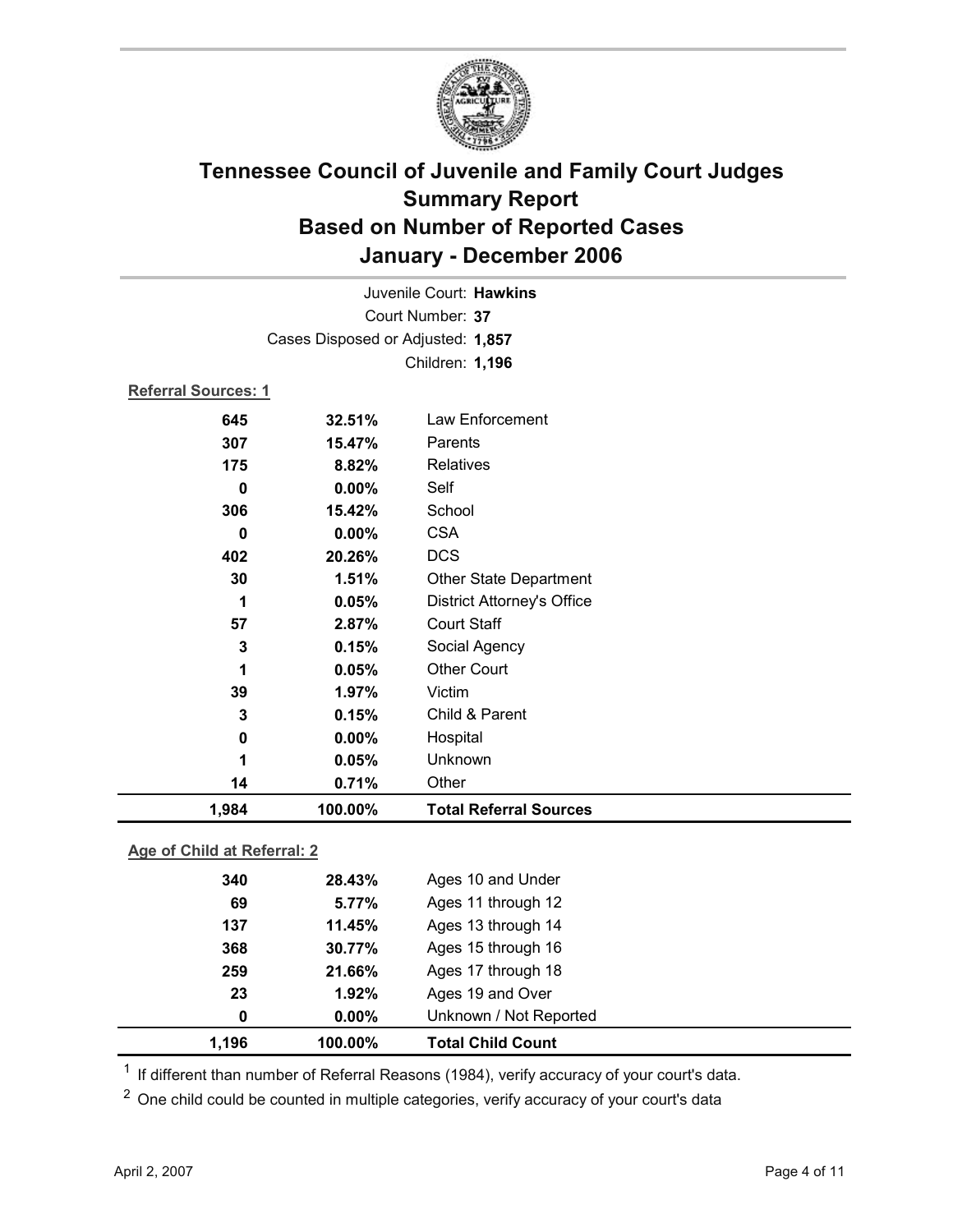# Tennessee Council of Juvenile and Family Court Judges
## Summary Report
## Based on Number of Reported Cases
## January - December 2006

Juvenile Court: **Hawkins**

Court Number: **37**

Cases Disposed or Adjusted: **1,857**

Children: **1,196**

**Referral Sources: 1**

| Count | Percent | Source |
|---|---|---|
| 645 | 32.51% | Law Enforcement |
| 307 | 15.47% | Parents |
| 175 | 8.82% | Relatives |
| 0 | 0.00% | Self |
| 306 | 15.42% | School |
| 0 | 0.00% | CSA |
| 402 | 20.26% | DCS |
| 30 | 1.51% | Other State Department |
| 1 | 0.05% | District Attorney's Office |
| 57 | 2.87% | Court Staff |
| 3 | 0.15% | Social Agency |
| 1 | 0.05% | Other Court |
| 39 | 1.97% | Victim |
| 3 | 0.15% | Child & Parent |
| 0 | 0.00% | Hospital |
| 1 | 0.05% | Unknown |
| 14 | 0.71% | Other |
| **1,984** | **100.00%** | **Total Referral Sources** |

**Age of Child at Referral: 2**

| Count | Percent | Age Group |
|---|---|---|
| 340 | 28.43% | Ages 10 and Under |
| 69 | 5.77% | Ages 11 through 12 |
| 137 | 11.45% | Ages 13 through 14 |
| 368 | 30.77% | Ages 15 through 16 |
| 259 | 21.66% | Ages 17 through 18 |
| 23 | 1.92% | Ages 19 and Over |
| 0 | 0.00% | Unknown / Not Reported |
| **1,196** | **100.00%** | **Total Child Count** |

[1] If different than number of Referral Reasons (1984), verify accuracy of your court's data.

[2] One child could be counted in multiple categories, verify accuracy of your court's data

April 2, 2007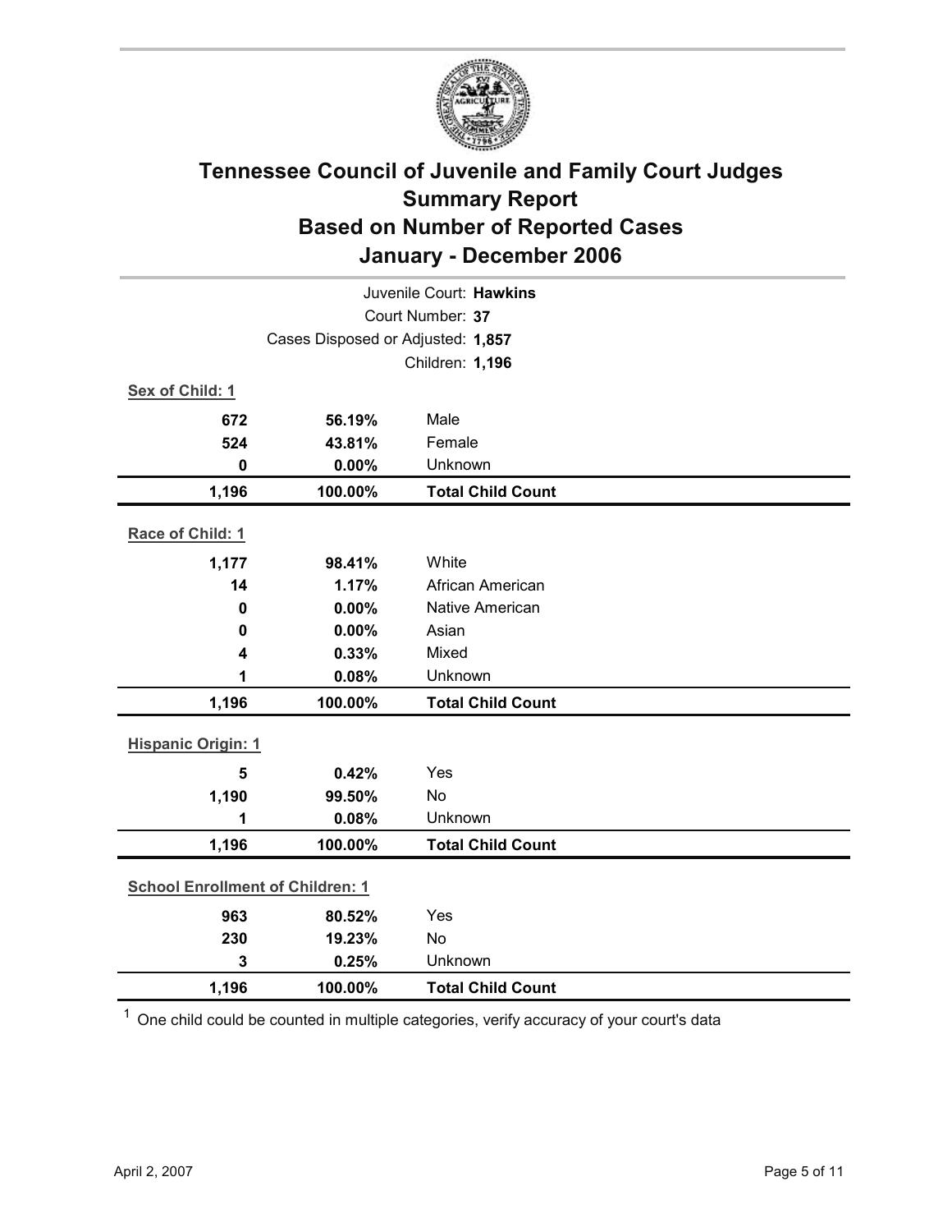# Tennessee Council of Juvenile and Family Court Judges
## Summary Report
## Based on Number of Reported Cases
## January - December 2006

Juvenile Court: **Hawkins**

Court Number: **37**

Cases Disposed or Adjusted: **1,857**

Children: **1,196**

**Sex of Child: 1**

| Count | Percent | Category |
|---|---|---|
| 672 | 56.19% | Male |
| 524 | 43.81% | Female |
| 0 | 0.00% | Unknown |
| **1,196** | **100.00%** | **Total Child Count** |

**Race of Child: 1**

| Count | Percent | Category |
|---|---|---|
| 1,177 | 98.41% | White |
| 14 | 1.17% | African American |
| 0 | 0.00% | Native American |
| 0 | 0.00% | Asian |
| 4 | 0.33% | Mixed |
| 1 | 0.08% | Unknown |
| **1,196** | **100.00%** | **Total Child Count** |

**Hispanic Origin: 1**

| Count | Percent | Category |
|---|---|---|
| 5 | 0.42% | Yes |
| 1,190 | 99.50% | No |
| 1 | 0.08% | Unknown |
| **1,196** | **100.00%** | **Total Child Count** |

**School Enrollment of Children: 1**

| Count | Percent | Category |
|---|---|---|
| 963 | 80.52% | Yes |
| 230 | 19.23% | No |
| 3 | 0.25% | Unknown |
| **1,196** | **100.00%** | **Total Child Count** |

[1] One child could be counted in multiple categories, verify accuracy of your court's data

April 2, 2007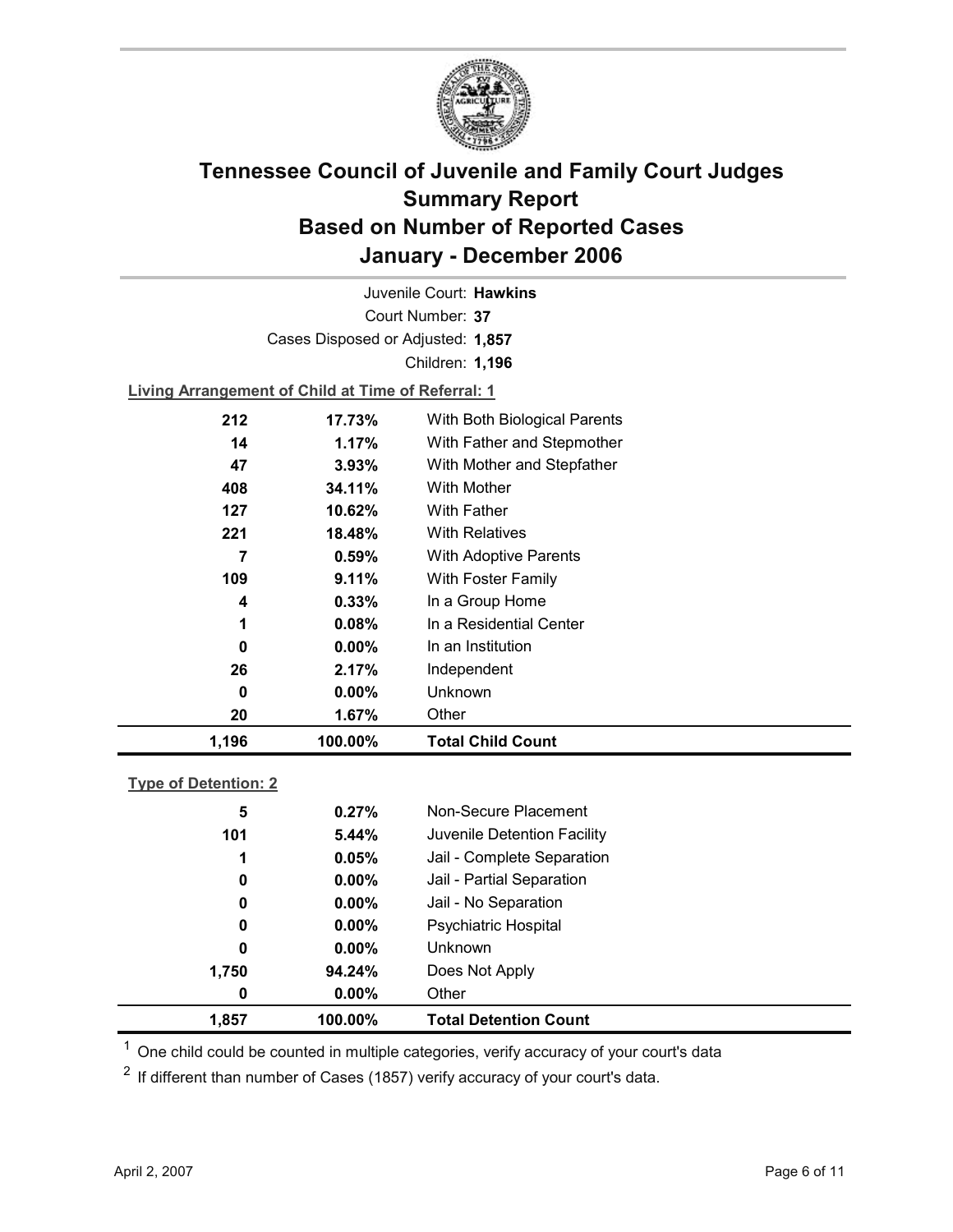# Tennessee Council of Juvenile and Family Court Judges
## Summary Report
## Based on Number of Reported Cases
## January - December 2006

Juvenile Court: **Hawkins**

Court Number: **37**

Cases Disposed or Adjusted: **1,857**

Children: **1,196**

**Living Arrangement of Child at Time of Referral: 1**

| Count | Percent | Category |
|---|---|---|
| 212 | 17.73% | With Both Biological Parents |
| 14 | 1.17% | With Father and Stepmother |
| 47 | 3.93% | With Mother and Stepfather |
| 408 | 34.11% | With Mother |
| 127 | 10.62% | With Father |
| 221 | 18.48% | With Relatives |
| 7 | 0.59% | With Adoptive Parents |
| 109 | 9.11% | With Foster Family |
| 4 | 0.33% | In a Group Home |
| 1 | 0.08% | In a Residential Center |
| 0 | 0.00% | In an Institution |
| 26 | 2.17% | Independent |
| 0 | 0.00% | Unknown |
| 20 | 1.67% | Other |
| **1,196** | **100.00%** | **Total Child Count** |

**Type of Detention: 2**

| Count | Percent | Category |
|---|---|---|
| 5 | 0.27% | Non-Secure Placement |
| 101 | 5.44% | Juvenile Detention Facility |
| 1 | 0.05% | Jail - Complete Separation |
| 0 | 0.00% | Jail - Partial Separation |
| 0 | 0.00% | Jail - No Separation |
| 0 | 0.00% | Psychiatric Hospital |
| 0 | 0.00% | Unknown |
| 1,750 | 94.24% | Does Not Apply |
| 0 | 0.00% | Other |
| **1,857** | **100.00%** | **Total Detention Count** |

[1] One child could be counted in multiple categories, verify accuracy of your court's data

[2] If different than number of Cases (1857) verify accuracy of your court's data.

April 2, 2007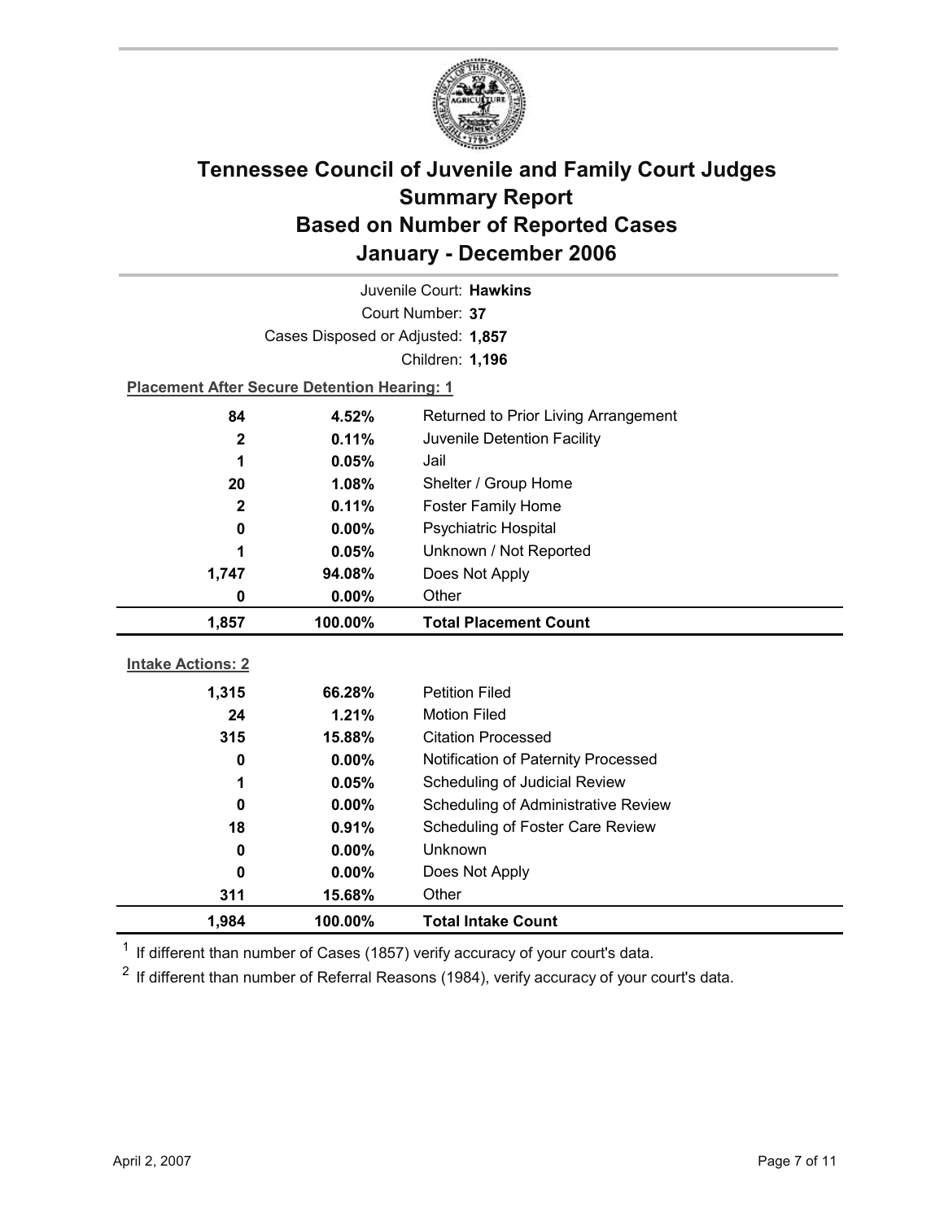# Tennessee Council of Juvenile and Family Court Judges Summary Report Based on Number of Reported Cases January - December 2006

Juvenile Court: **Hawkins**

Court Number: **37**

Cases Disposed or Adjusted: **1,857**

Children: **1,196**

**Placement After Secure Detention Hearing: 1**

| Count | Percent | Placement |
|---|---|---|
| 84 | 4.52% | Returned to Prior Living Arrangement |
| 2 | 0.11% | Juvenile Detention Facility |
| 1 | 0.05% | Jail |
| 20 | 1.08% | Shelter / Group Home |
| 2 | 0.11% | Foster Family Home |
| 0 | 0.00% | Psychiatric Hospital |
| 1 | 0.05% | Unknown / Not Reported |
| 1,747 | 94.08% | Does Not Apply |
| 0 | 0.00% | Other |
| **1,857** | **100.00%** | **Total Placement Count** |

**Intake Actions: 2**

| Count | Percent | Intake Action |
|---|---|---|
| 1,315 | 66.28% | Petition Filed |
| 24 | 1.21% | Motion Filed |
| 315 | 15.88% | Citation Processed |
| 0 | 0.00% | Notification of Paternity Processed |
| 1 | 0.05% | Scheduling of Judicial Review |
| 0 | 0.00% | Scheduling of Administrative Review |
| 18 | 0.91% | Scheduling of Foster Care Review |
| 0 | 0.00% | Unknown |
| 0 | 0.00% | Does Not Apply |
| 311 | 15.68% | Other |
| **1,984** | **100.00%** | **Total Intake Count** |

[1] If different than number of Cases (1857) verify accuracy of your court's data.

[2] If different than number of Referral Reasons (1984), verify accuracy of your court's data.

April 2, 2007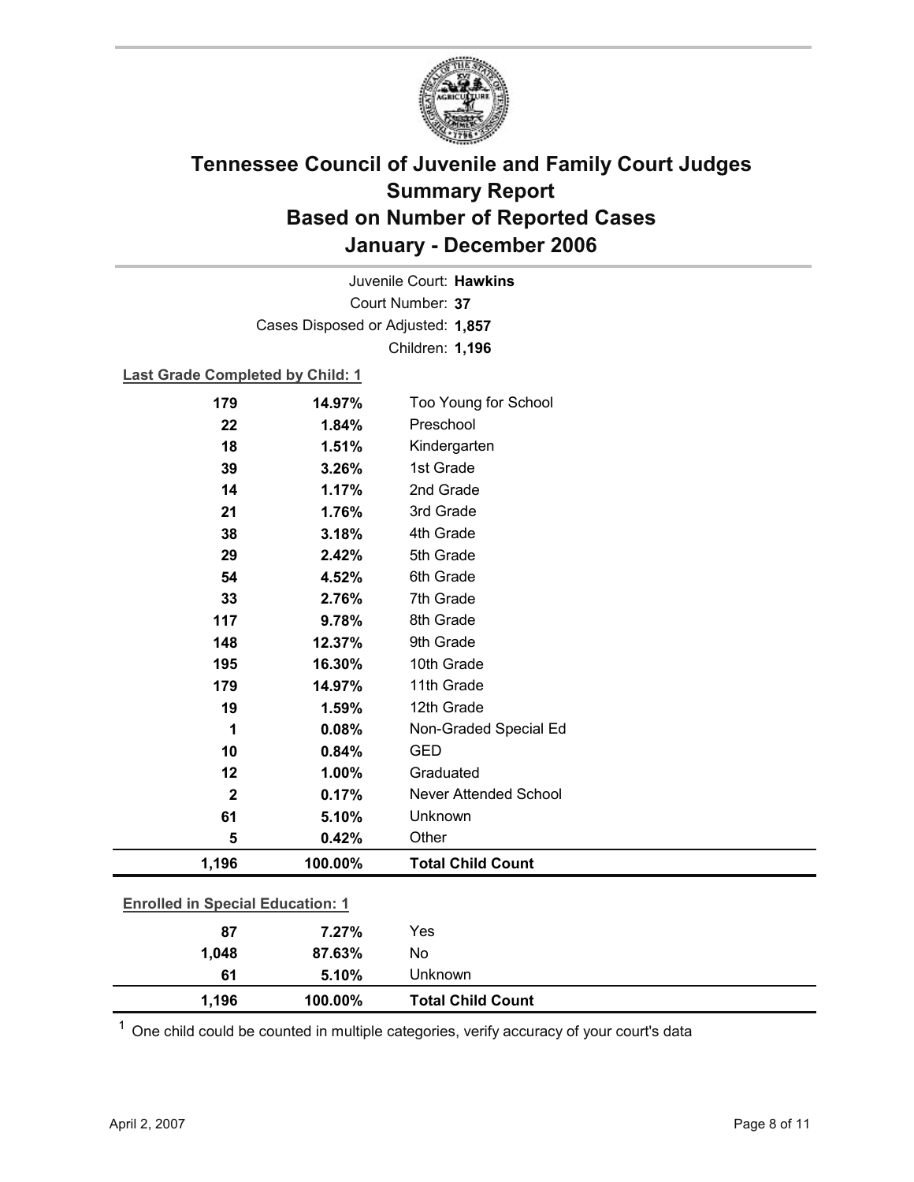# Tennessee Council of Juvenile and Family Court Judges
## Summary Report
## Based on Number of Reported Cases
## January - December 2006

Juvenile Court: **Hawkins**
Court Number: **37**
Cases Disposed or Adjusted: **1,857**
Children: **1,196**

**Last Grade Completed by Child: 1**

| Count | Percent | Category |
|---|---|---|
| 179 | 14.97% | Too Young for School |
| 22 | 1.84% | Preschool |
| 18 | 1.51% | Kindergarten |
| 39 | 3.26% | 1st Grade |
| 14 | 1.17% | 2nd Grade |
| 21 | 1.76% | 3rd Grade |
| 38 | 3.18% | 4th Grade |
| 29 | 2.42% | 5th Grade |
| 54 | 4.52% | 6th Grade |
| 33 | 2.76% | 7th Grade |
| 117 | 9.78% | 8th Grade |
| 148 | 12.37% | 9th Grade |
| 195 | 16.30% | 10th Grade |
| 179 | 14.97% | 11th Grade |
| 19 | 1.59% | 12th Grade |
| 1 | 0.08% | Non-Graded Special Ed |
| 10 | 0.84% | GED |
| 12 | 1.00% | Graduated |
| 2 | 0.17% | Never Attended School |
| 61 | 5.10% | Unknown |
| 5 | 0.42% | Other |
| **1,196** | **100.00%** | **Total Child Count** |

**Enrolled in Special Education: 1**

| Count | Percent | Category |
|---|---|---|
| 87 | 7.27% | Yes |
| 1,048 | 87.63% | No |
| 61 | 5.10% | Unknown |
| **1,196** | **100.00%** | **Total Child Count** |

[1] One child could be counted in multiple categories, verify accuracy of your court's data

April 2, 2007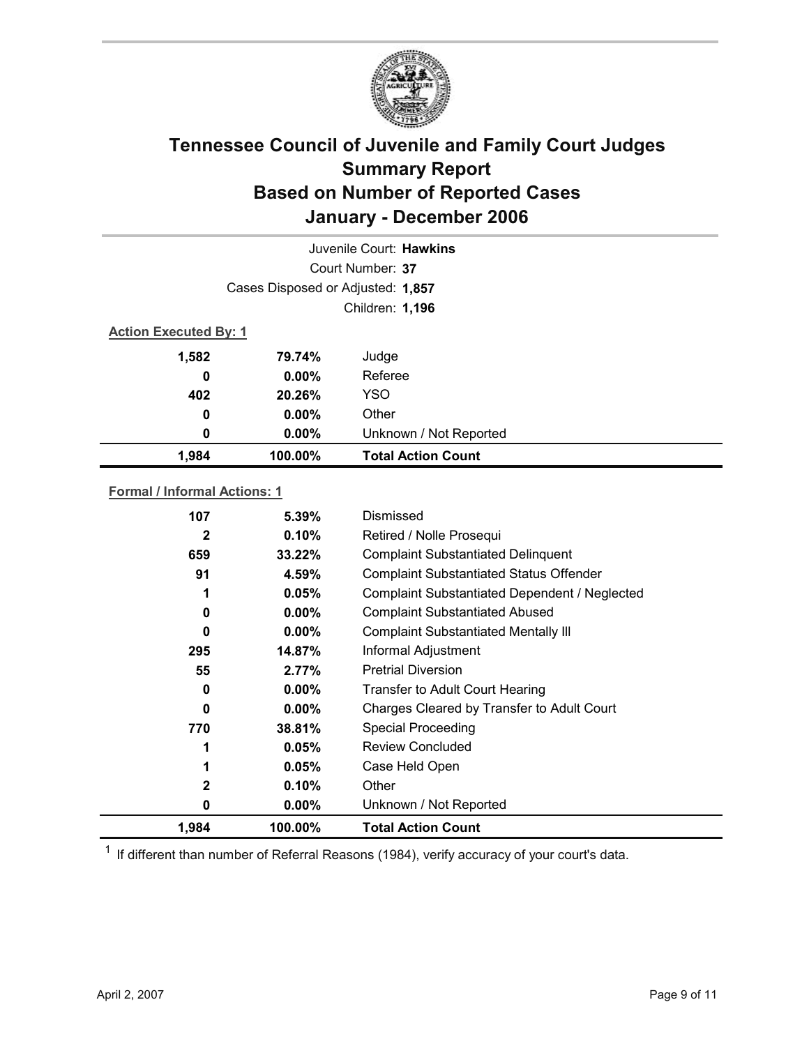# Tennessee Council of Juvenile and Family Court Judges
## Summary Report
## Based on Number of Reported Cases
## January - December 2006

Juvenile Court: **Hawkins**

Court Number: **37**

Cases Disposed or Adjusted: **1,857**

Children: **1,196**

**Action Executed By: 1**

| | | |
|---|---|---|
| 1,582 | 79.74% | Judge |
| 0 | 0.00% | Referee |
| 402 | 20.26% | YSO |
| 0 | 0.00% | Other |
| 0 | 0.00% | Unknown / Not Reported |
| **1,984** | **100.00%** | **Total Action Count** |

**Formal / Informal Actions: 1**

| | | |
|---|---|---|
| 107 | 5.39% | Dismissed |
| 2 | 0.10% | Retired / Nolle Prosequi |
| 659 | 33.22% | Complaint Substantiated Delinquent |
| 91 | 4.59% | Complaint Substantiated Status Offender |
| 1 | 0.05% | Complaint Substantiated Dependent / Neglected |
| 0 | 0.00% | Complaint Substantiated Abused |
| 0 | 0.00% | Complaint Substantiated Mentally Ill |
| 295 | 14.87% | Informal Adjustment |
| 55 | 2.77% | Pretrial Diversion |
| 0 | 0.00% | Transfer to Adult Court Hearing |
| 0 | 0.00% | Charges Cleared by Transfer to Adult Court |
| 770 | 38.81% | Special Proceeding |
| 1 | 0.05% | Review Concluded |
| 1 | 0.05% | Case Held Open |
| 2 | 0.10% | Other |
| 0 | 0.00% | Unknown / Not Reported |
| **1,984** | **100.00%** | **Total Action Count** |

[1] If different than number of Referral Reasons (1984), verify accuracy of your court's data.

April 2, 2007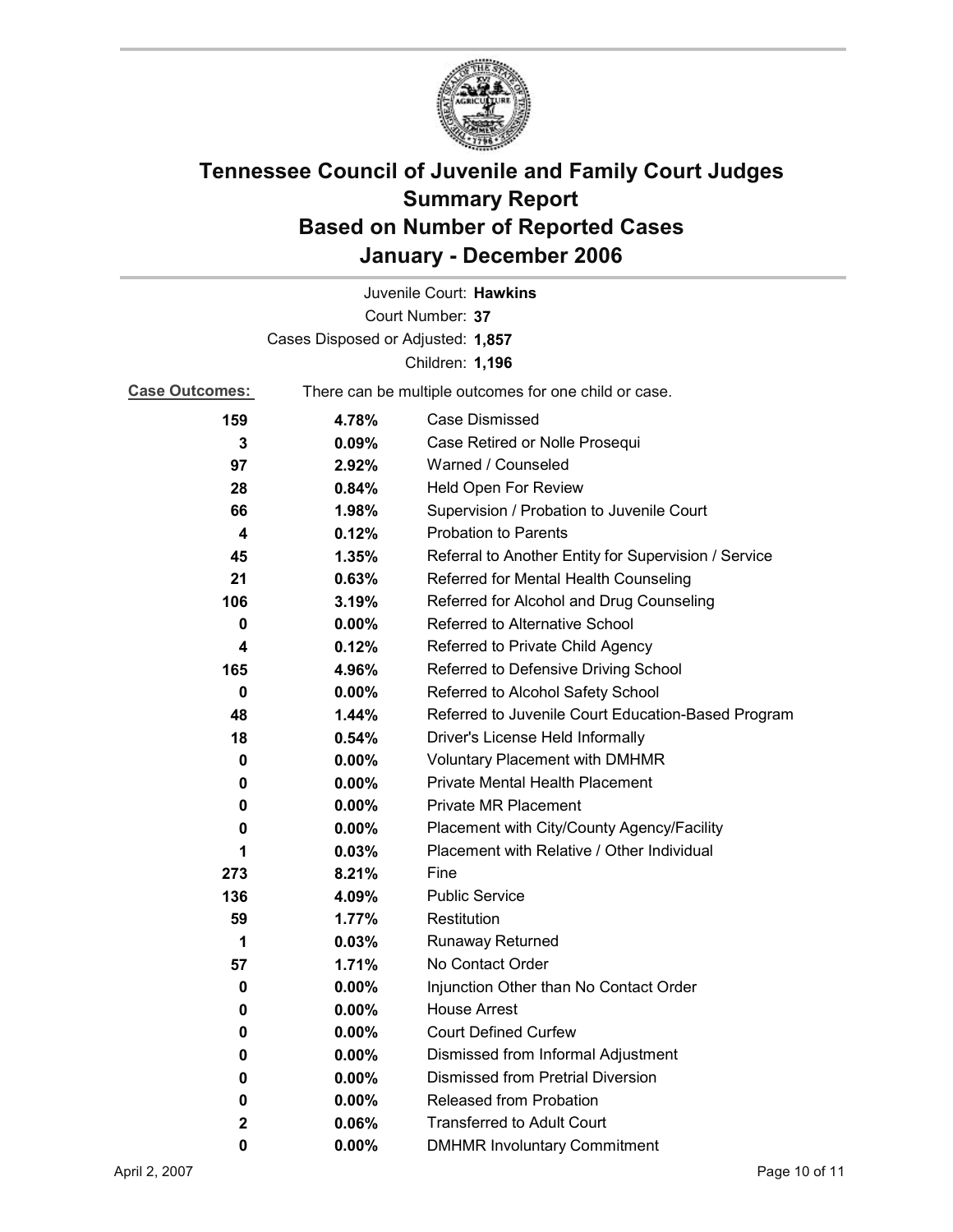# Tennessee Council of Juvenile and Family Court Judges
# Summary Report
# Based on Number of Reported Cases
# January - December 2006

Juvenile Court: **Hawkins**
Court Number: **37**
Cases Disposed or Adjusted: **1,857**
Children: **1,196**

**Case Outcomes:** There can be multiple outcomes for one child or case.

| Count | Percent | Outcome |
|---|---|---|
| **159** | **4.78%** | Case Dismissed |
| **3** | **0.09%** | Case Retired or Nolle Prosequi |
| **97** | **2.92%** | Warned / Counseled |
| **28** | **0.84%** | Held Open For Review |
| **66** | **1.98%** | Supervision / Probation to Juvenile Court |
| **4** | **0.12%** | Probation to Parents |
| **45** | **1.35%** | Referral to Another Entity for Supervision / Service |
| **21** | **0.63%** | Referred for Mental Health Counseling |
| **106** | **3.19%** | Referred for Alcohol and Drug Counseling |
| **0** | **0.00%** | Referred to Alternative School |
| **4** | **0.12%** | Referred to Private Child Agency |
| **165** | **4.96%** | Referred to Defensive Driving School |
| **0** | **0.00%** | Referred to Alcohol Safety School |
| **48** | **1.44%** | Referred to Juvenile Court Education-Based Program |
| **18** | **0.54%** | Driver's License Held Informally |
| **0** | **0.00%** | Voluntary Placement with DMHMR |
| **0** | **0.00%** | Private Mental Health Placement |
| **0** | **0.00%** | Private MR Placement |
| **0** | **0.00%** | Placement with City/County Agency/Facility |
| **1** | **0.03%** | Placement with Relative / Other Individual |
| **273** | **8.21%** | Fine |
| **136** | **4.09%** | Public Service |
| **59** | **1.77%** | Restitution |
| **1** | **0.03%** | Runaway Returned |
| **57** | **1.71%** | No Contact Order |
| **0** | **0.00%** | Injunction Other than No Contact Order |
| **0** | **0.00%** | House Arrest |
| **0** | **0.00%** | Court Defined Curfew |
| **0** | **0.00%** | Dismissed from Informal Adjustment |
| **0** | **0.00%** | Dismissed from Pretrial Diversion |
| **0** | **0.00%** | Released from Probation |
| **2** | **0.06%** | Transferred to Adult Court |
| **0** | **0.00%** | DMHMR Involuntary Commitment |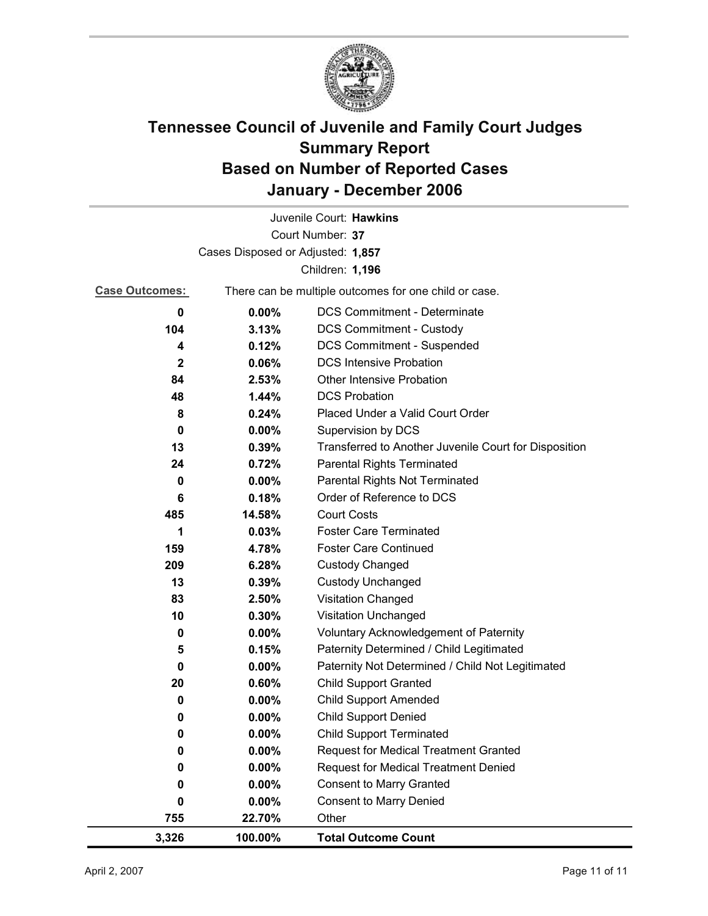# Tennessee Council of Juvenile and Family Court Judges
# Summary Report
# Based on Number of Reported Cases
# January - December 2006

Juvenile Court: **Hawkins**
Court Number: **37**
Cases Disposed or Adjusted: **1,857**
Children: **1,196**

**Case Outcomes:** There can be multiple outcomes for one child or case.

| | | |
|---|---|---|
| 0 | 0.00% | DCS Commitment - Determinate |
| 104 | 3.13% | DCS Commitment - Custody |
| 4 | 0.12% | DCS Commitment - Suspended |
| 2 | 0.06% | DCS Intensive Probation |
| 84 | 2.53% | Other Intensive Probation |
| 48 | 1.44% | DCS Probation |
| 8 | 0.24% | Placed Under a Valid Court Order |
| 0 | 0.00% | Supervision by DCS |
| 13 | 0.39% | Transferred to Another Juvenile Court for Disposition |
| 24 | 0.72% | Parental Rights Terminated |
| 0 | 0.00% | Parental Rights Not Terminated |
| 6 | 0.18% | Order of Reference to DCS |
| 485 | 14.58% | Court Costs |
| 1 | 0.03% | Foster Care Terminated |
| 159 | 4.78% | Foster Care Continued |
| 209 | 6.28% | Custody Changed |
| 13 | 0.39% | Custody Unchanged |
| 83 | 2.50% | Visitation Changed |
| 10 | 0.30% | Visitation Unchanged |
| 0 | 0.00% | Voluntary Acknowledgement of Paternity |
| 5 | 0.15% | Paternity Determined / Child Legitimated |
| 0 | 0.00% | Paternity Not Determined / Child Not Legitimated |
| 20 | 0.60% | Child Support Granted |
| 0 | 0.00% | Child Support Amended |
| 0 | 0.00% | Child Support Denied |
| 0 | 0.00% | Child Support Terminated |
| 0 | 0.00% | Request for Medical Treatment Granted |
| 0 | 0.00% | Request for Medical Treatment Denied |
| 0 | 0.00% | Consent to Marry Granted |
| 0 | 0.00% | Consent to Marry Denied |
| 755 | 22.70% | Other |
| **3,326** | **100.00%** | **Total Outcome Count** |

April 2, 2007